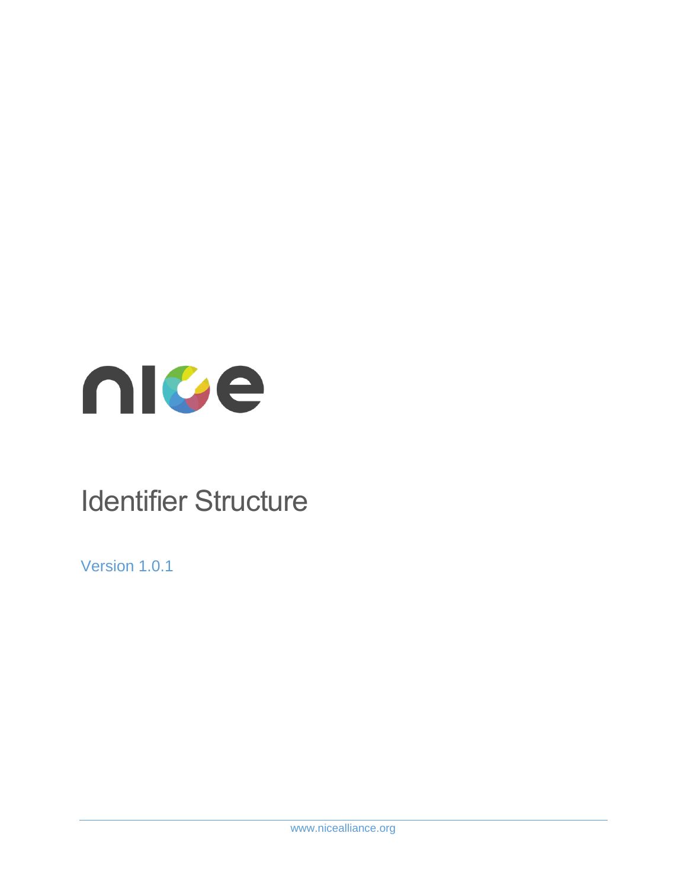nice

# Identifier Structure

Version 1.0.1

www.nicealliance.org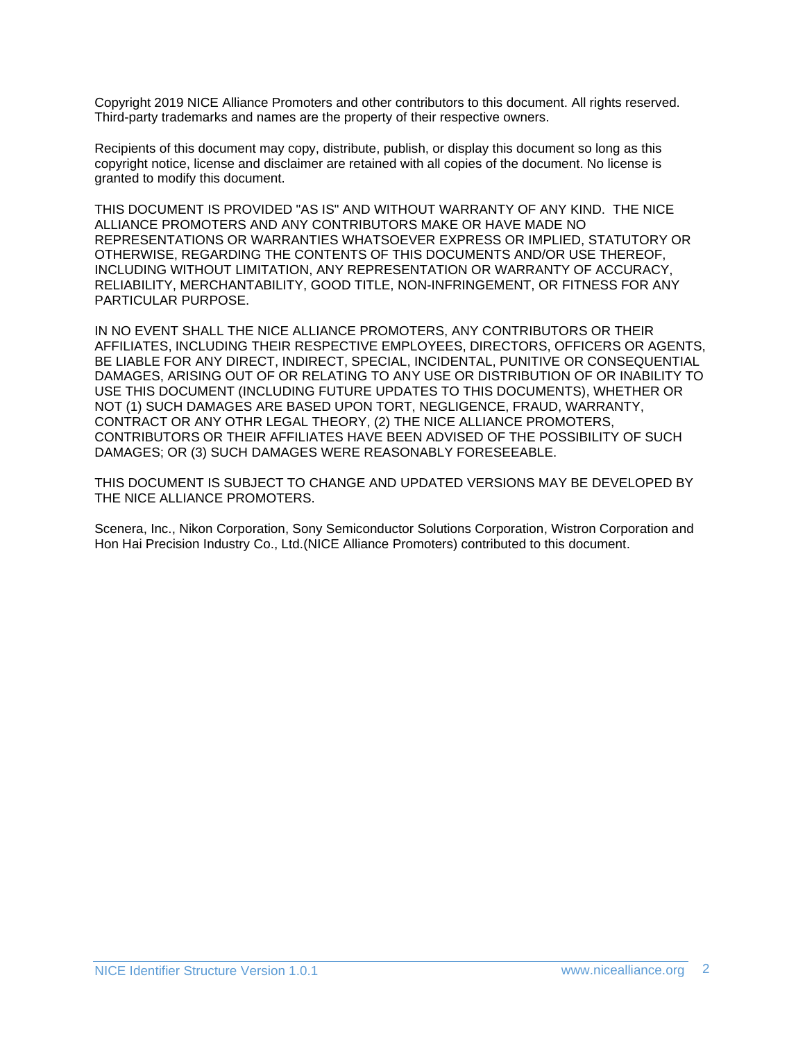Copyright 2019 NICE Alliance Promoters and other contributors to this document. All rights reserved. Third-party trademarks and names are the property of their respective owners.

Recipients of this document may copy, distribute, publish, or display this document so long as this copyright notice, license and disclaimer are retained with all copies of the document. No license is granted to modify this document.

THIS DOCUMENT IS PROVIDED "AS IS" AND WITHOUT WARRANTY OF ANY KIND. THE NICE ALLIANCE PROMOTERS AND ANY CONTRIBUTORS MAKE OR HAVE MADE NO REPRESENTATIONS OR WARRANTIES WHATSOEVER EXPRESS OR IMPLIED, STATUTORY OR OTHERWISE, REGARDING THE CONTENTS OF THIS DOCUMENTS AND/OR USE THEREOF, INCLUDING WITHOUT LIMITATION, ANY REPRESENTATION OR WARRANTY OF ACCURACY, RELIABILITY, MERCHANTABILITY, GOOD TITLE, NON-INFRINGEMENT, OR FITNESS FOR ANY PARTICULAR PURPOSE.

IN NO EVENT SHALL THE NICE ALLIANCE PROMOTERS, ANY CONTRIBUTORS OR THEIR AFFILIATES, INCLUDING THEIR RESPECTIVE EMPLOYEES, DIRECTORS, OFFICERS OR AGENTS, BE LIABLE FOR ANY DIRECT, INDIRECT, SPECIAL, INCIDENTAL, PUNITIVE OR CONSEQUENTIAL DAMAGES, ARISING OUT OF OR RELATING TO ANY USE OR DISTRIBUTION OF OR INABILITY TO USE THIS DOCUMENT (INCLUDING FUTURE UPDATES TO THIS DOCUMENTS), WHETHER OR NOT (1) SUCH DAMAGES ARE BASED UPON TORT, NEGLIGENCE, FRAUD, WARRANTY, CONTRACT OR ANY OTHR LEGAL THEORY, (2) THE NICE ALLIANCE PROMOTERS, CONTRIBUTORS OR THEIR AFFILIATES HAVE BEEN ADVISED OF THE POSSIBILITY OF SUCH DAMAGES; OR (3) SUCH DAMAGES WERE REASONABLY FORESEEABLE.

THIS DOCUMENT IS SUBJECT TO CHANGE AND UPDATED VERSIONS MAY BE DEVELOPED BY THE NICE ALLIANCE PROMOTERS.

Scenera, Inc., Nikon Corporation, Sony Semiconductor Solutions Corporation, Wistron Corporation and Hon Hai Precision Industry Co., Ltd.(NICE Alliance Promoters) contributed to this document.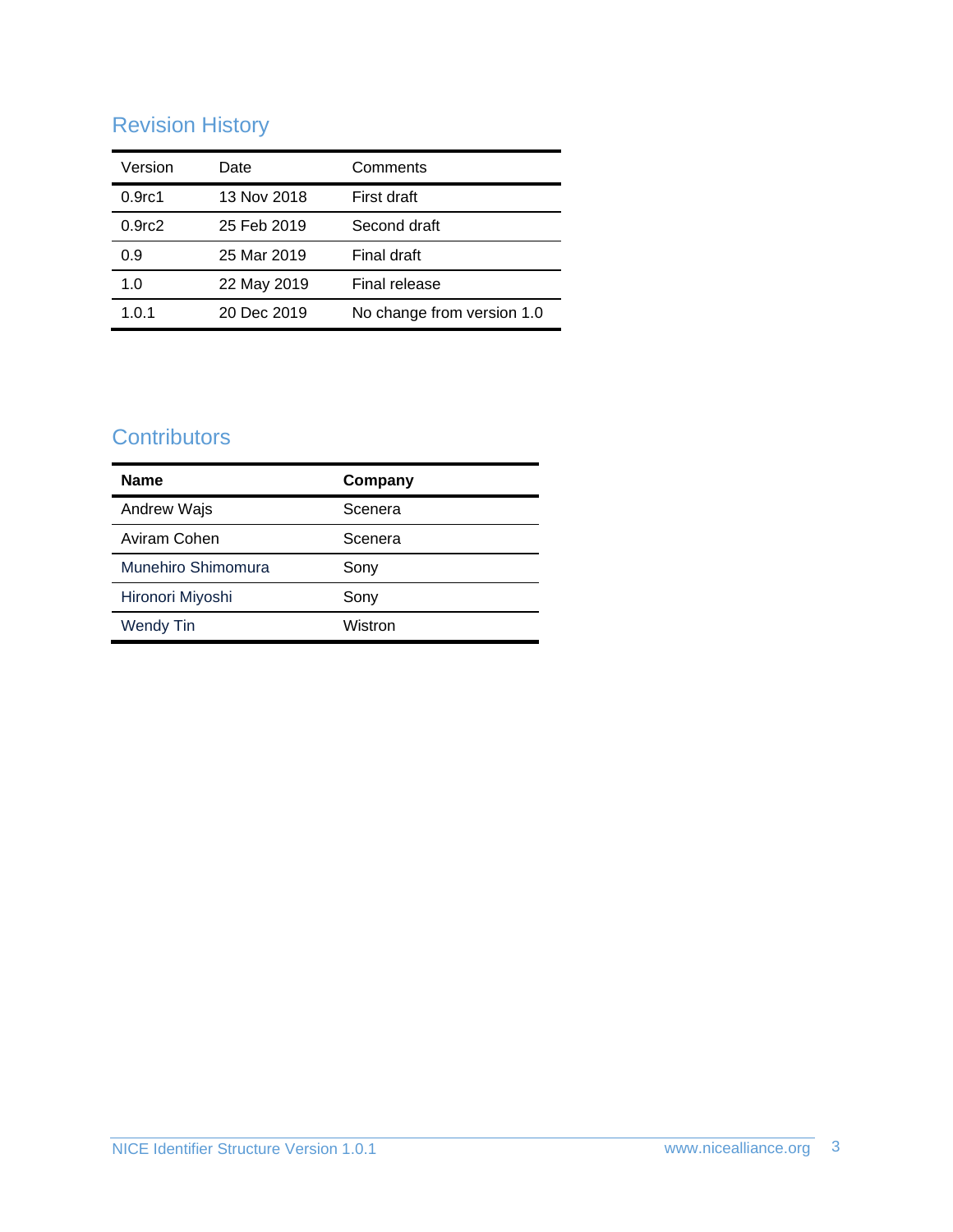## Revision History

| Version | Date | Comments |
|---|---|---|
| 0.9rc1 | 13 Nov 2018 | First draft |
| 0.9rc2 | 25 Feb 2019 | Second draft |
| 0.9 | 25 Mar 2019 | Final draft |
| 1.0 | 22 May 2019 | Final release |
| 1.0.1 | 20 Dec 2019 | No change from version 1.0 |

## Contributors

| **Name** | **Company** |
|---|---|
| Andrew Wajs | Scenera |
| Aviram Cohen | Scenera |
| Munehiro Shimomura | Sony |
| Hironori Miyoshi | Sony |
| Wendy Tin | Wistron |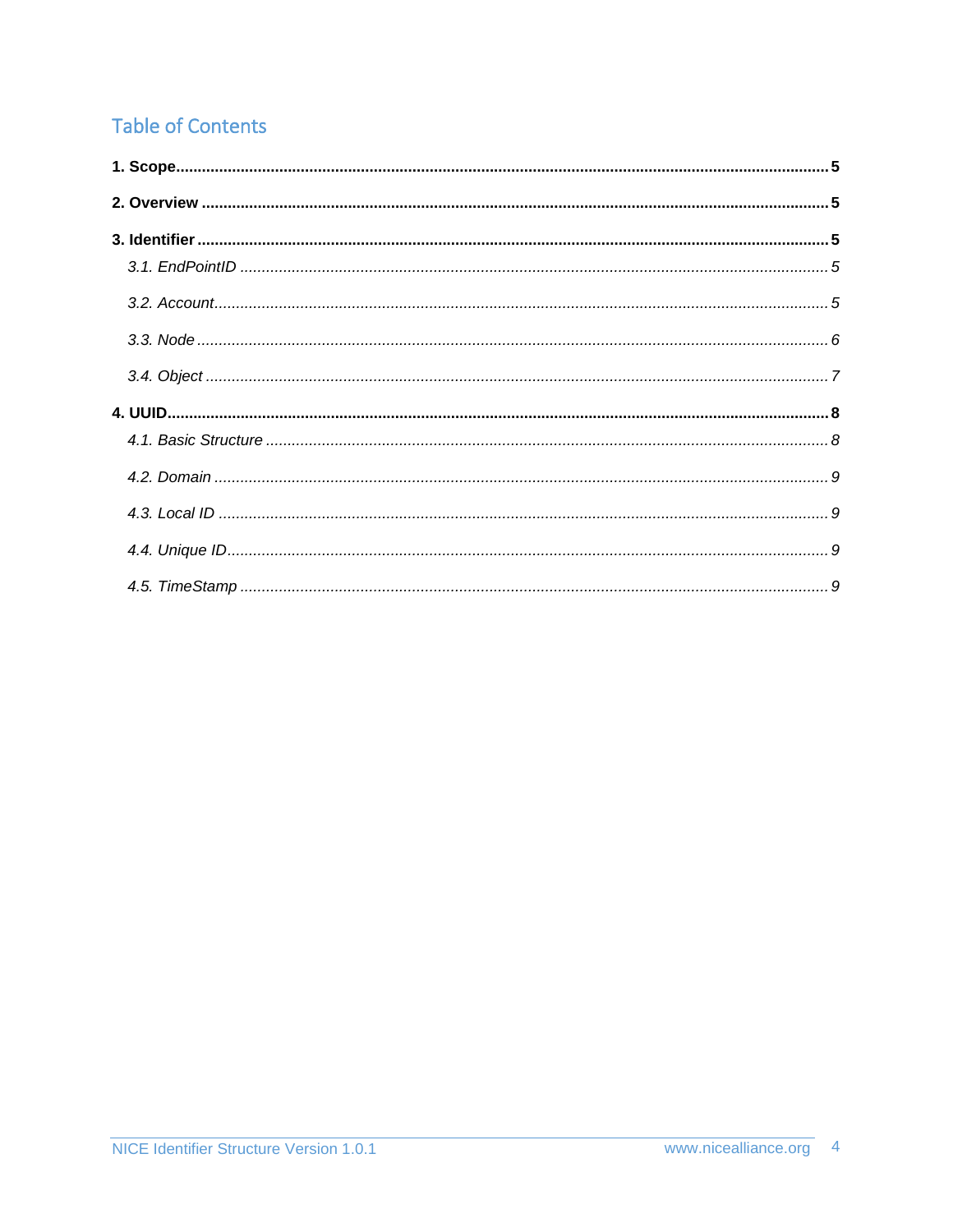## Table of Contents

**1. Scope** ........................................................................................................................ **5**

**2. Overview** ...................................................................................................................... **5**

**3. Identifier** ...................................................................................................................... **5**

*3.1. EndPointID* ............................................................................................................... *5*

*3.2. Account* ..................................................................................................................... *5*

*3.3. Node* ......................................................................................................................... *6*

*3.4. Object* ....................................................................................................................... *7*

**4. UUID** ............................................................................................................................ **8**

*4.1. Basic Structure* .......................................................................................................... *8*

*4.2. Domain* ..................................................................................................................... *9*

*4.3. Local ID* ................................................................................................................... *9*

*4.4. Unique ID* ................................................................................................................. *9*

*4.5. TimeStamp* ............................................................................................................... *9*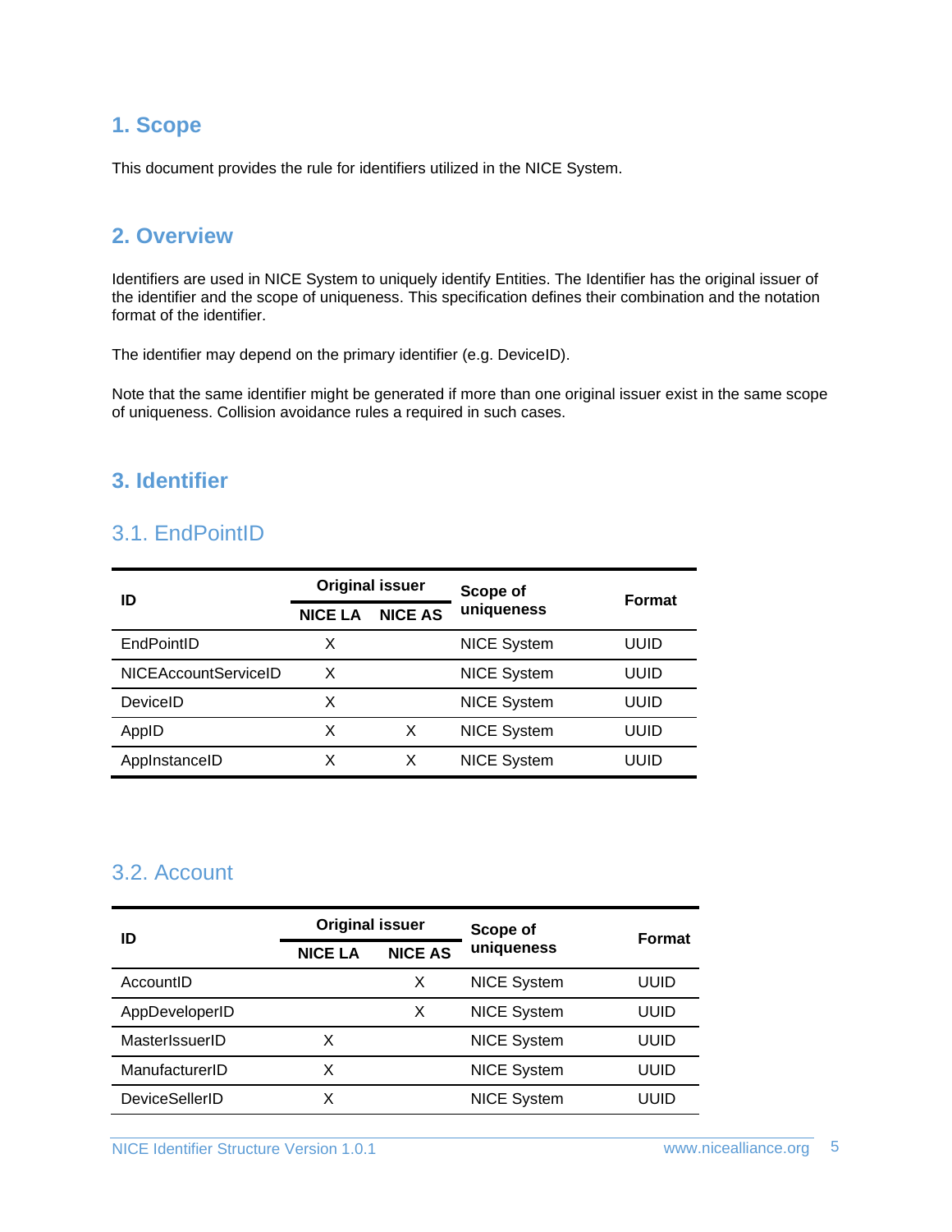# 1. Scope

This document provides the rule for identifiers utilized in the NICE System.

# 2. Overview

Identifiers are used in NICE System to uniquely identify Entities. The Identifier has the original issuer of the identifier and the scope of uniqueness. This specification defines their combination and the notation format of the identifier.

The identifier may depend on the primary identifier (e.g. DeviceID).

Note that the same identifier might be generated if more than one original issuer exist in the same scope of uniqueness. Collision avoidance rules a required in such cases.

# 3. Identifier

## 3.1. EndPointID

| ID | Original issuer | | Scope of uniqueness | Format |
|---|---|---|---|---|
| | NICE LA | NICE AS | | |
| EndPointID | X | | NICE System | UUID |
| NICEAccountServiceID | X | | NICE System | UUID |
| DeviceID | X | | NICE System | UUID |
| AppID | X | X | NICE System | UUID |
| AppInstanceID | X | X | NICE System | UUID |

## 3.2. Account

| ID | Original issuer | | Scope of uniqueness | Format |
|---|---|---|---|---|
| | NICE LA | NICE AS | | |
| AccountID | | X | NICE System | UUID |
| AppDeveloperID | | X | NICE System | UUID |
| MasterIssuerID | X | | NICE System | UUID |
| ManufacturerID | X | | NICE System | UUID |
| DeviceSellerID | X | | NICE System | UUID |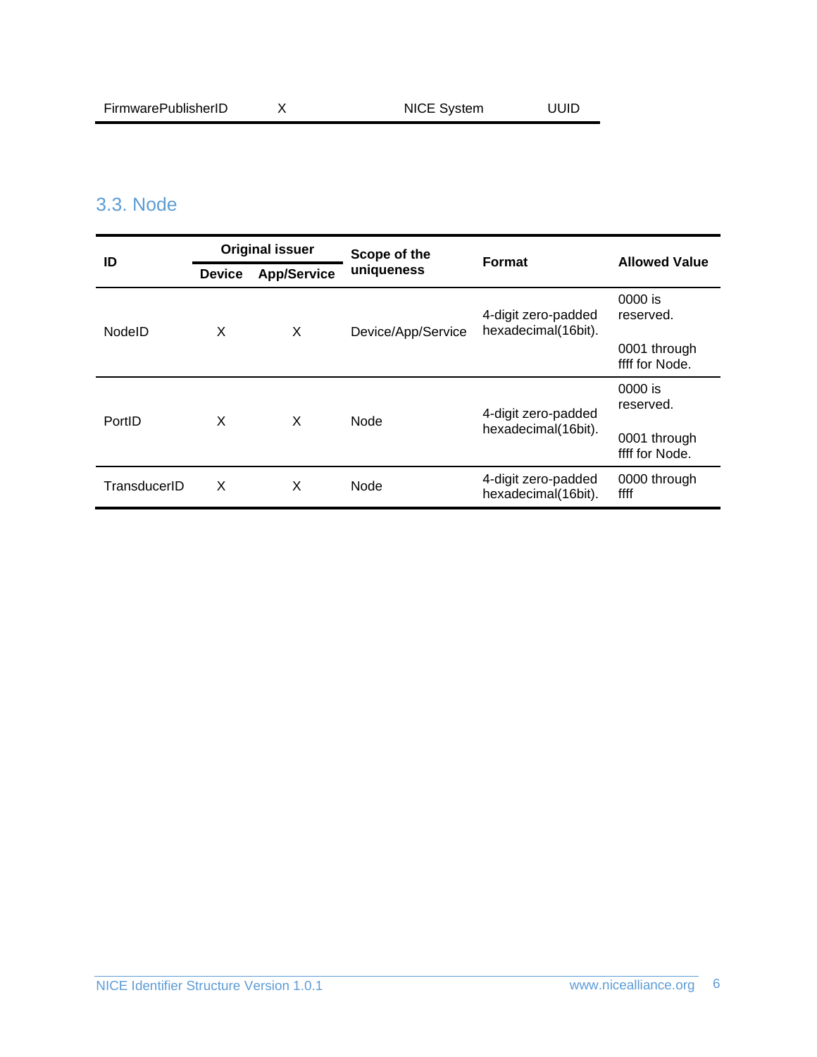| FirmwarePublisherID | X | | NICE System | UUID |
|---|---|---|---|---|

## 3.3. Node

| ID | Original issuer | | Scope of the uniqueness | Format | Allowed Value |
|---|---|---|---|---|---|
| | Device | App/Service | | | |
| NodeID | X | X | Device/App/Service | 4-digit zero-padded hexadecimal(16bit). | 0000 is reserved.<br><br>0001 through ffff for Node. |
| PortID | X | X | Node | 4-digit zero-padded hexadecimal(16bit). | 0000 is reserved.<br><br>0001 through ffff for Node. |
| TransducerID | X | X | Node | 4-digit zero-padded hexadecimal(16bit). | 0000 through ffff |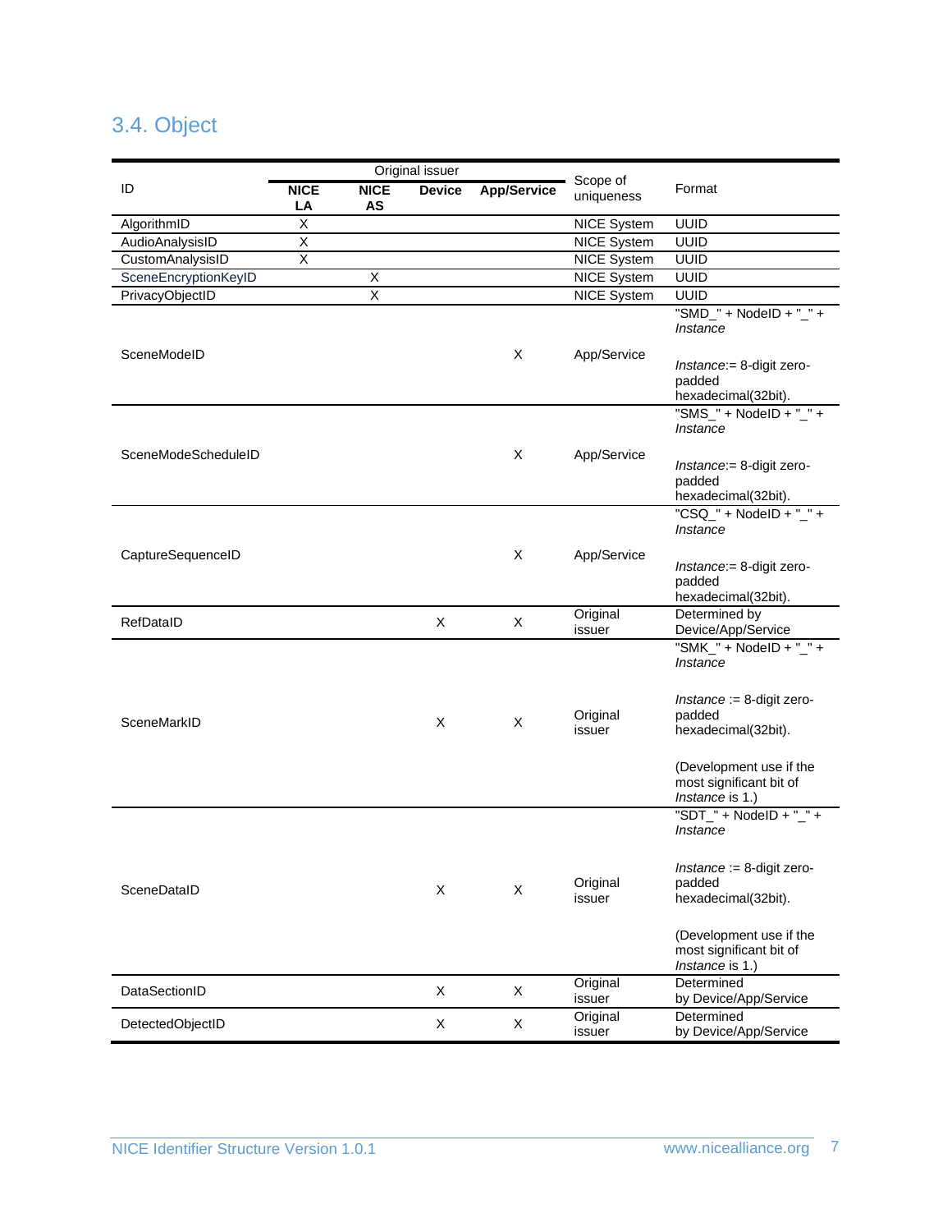## 3.4. Object

| ID | Original issuer | | | | Scope of uniqueness | Format |
|---|---|---|---|---|---|---|
| | **NICE LA** | **NICE AS** | **Device** | **App/Service** | | |
| AlgorithmID | X | | | | NICE System | UUID |
| AudioAnalysisID | X | | | | NICE System | UUID |
| CustomAnalysisID | X | | | | NICE System | UUID |
| SceneEncryptionKeyID | | X | | | NICE System | UUID |
| PrivacyObjectID | | X | | | NICE System | UUID |
| SceneModeID | | | | X | App/Service | "SMD_" + NodeID + "_" + *Instance*<br><br>*Instance*:= 8-digit zero-padded hexadecimal(32bit). |
| SceneModeScheduleID | | | | X | App/Service | "SMS_" + NodeID + "_" + *Instance*<br><br>*Instance*:= 8-digit zero-padded hexadecimal(32bit). |
| CaptureSequenceID | | | | X | App/Service | "CSQ_" + NodeID + "_" + *Instance*<br><br>*Instance*:= 8-digit zero-padded hexadecimal(32bit). |
| RefDataID | | | X | X | Original issuer | Determined by Device/App/Service |
| SceneMarkID | | | X | X | Original issuer | "SMK_" + NodeID + "_" + *Instance*<br><br>*Instance* := 8-digit zero-padded hexadecimal(32bit).<br><br>(Development use if the most significant bit of *Instance* is 1.) |
| SceneDataID | | | X | X | Original issuer | "SDT_" + NodeID + "_" + *Instance*<br><br>*Instance* := 8-digit zero-padded hexadecimal(32bit).<br><br>(Development use if the most significant bit of *Instance* is 1.) |
| DataSectionID | | | X | X | Original issuer | Determined by Device/App/Service |
| DetectedObjectID | | | X | X | Original issuer | Determined by Device/App/Service |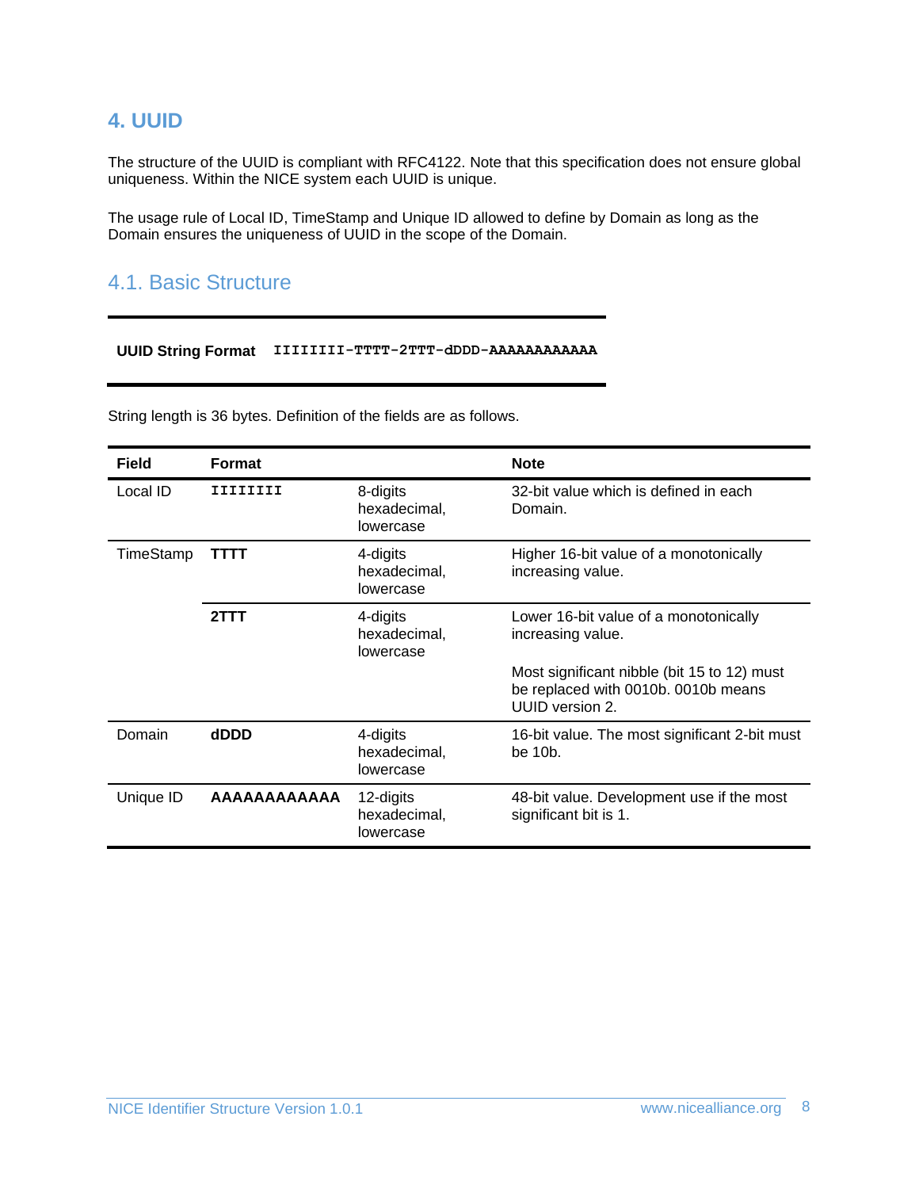## 4. UUID

The structure of the UUID is compliant with RFC4122. Note that this specification does not ensure global uniqueness. Within the NICE system each UUID is unique.

The usage rule of Local ID, TimeStamp and Unique ID allowed to define by Domain as long as the Domain ensures the uniqueness of UUID in the scope of the Domain.

### 4.1. Basic Structure

| **UUID String Format** | `IIIIIIII-TTTT-2TTT-dDDD-AAAAAAAAAAAA` |
|---|---|

String length is 36 bytes. Definition of the fields are as follows.

| Field | Format | | Note |
|---|---|---|---|
| Local ID | `IIIIIIII` | 8-digits hexadecimal, lowercase | 32-bit value which is defined in each Domain. |
| TimeStamp | **TTTT** | 4-digits hexadecimal, lowercase | Higher 16-bit value of a monotonically increasing value. |
| | **2TTT** | 4-digits hexadecimal, lowercase | Lower 16-bit value of a monotonically increasing value.<br><br>Most significant nibble (bit 15 to 12) must be replaced with 0010b. 0010b means UUID version 2. |
| Domain | **dDDD** | 4-digits hexadecimal, lowercase | 16-bit value. The most significant 2-bit must be 10b. |
| Unique ID | **AAAAAAAAAAAA** | 12-digits hexadecimal, lowercase | 48-bit value. Development use if the most significant bit is 1. |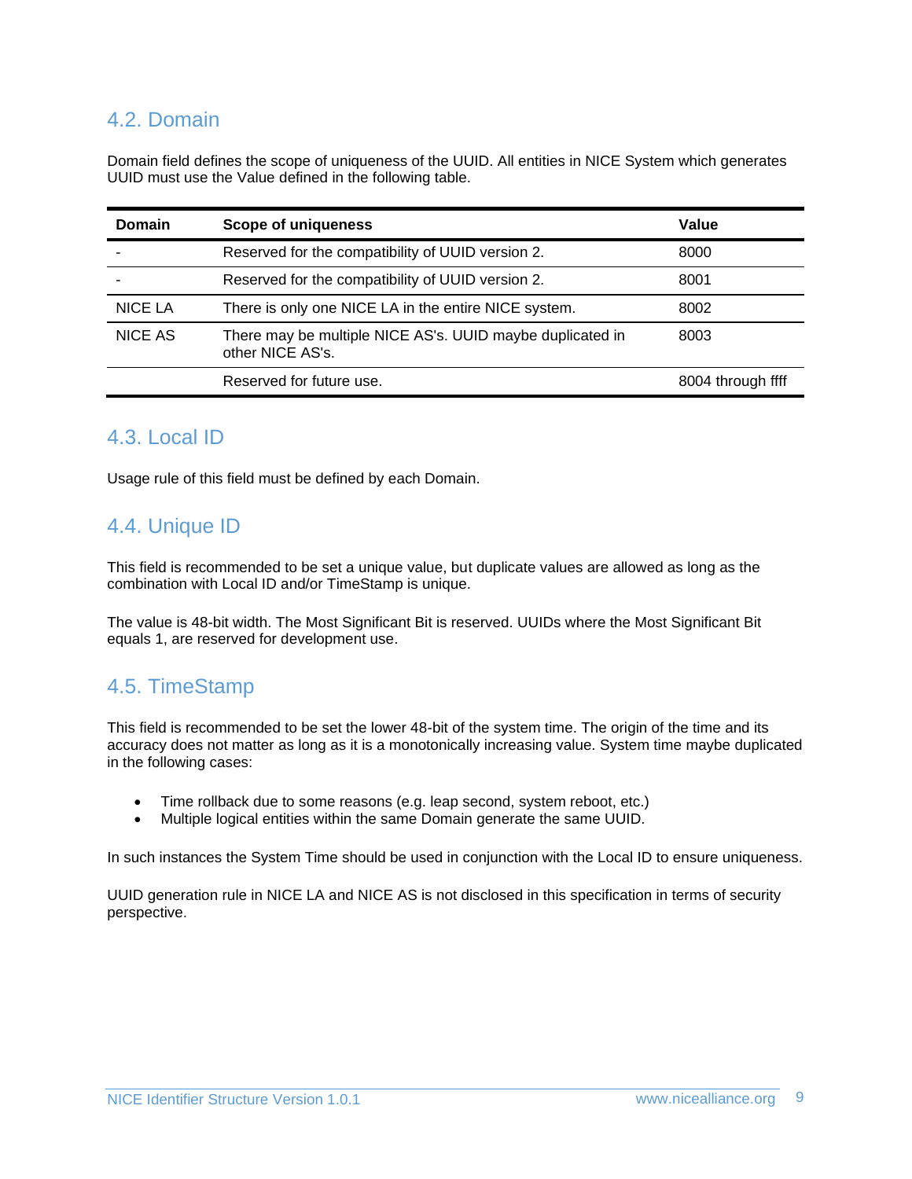## 4.2. Domain

Domain field defines the scope of uniqueness of the UUID. All entities in NICE System which generates UUID must use the Value defined in the following table.

| Domain | Scope of uniqueness | Value |
|---|---|---|
| - | Reserved for the compatibility of UUID version 2. | 8000 |
| - | Reserved for the compatibility of UUID version 2. | 8001 |
| NICE LA | There is only one NICE LA in the entire NICE system. | 8002 |
| NICE AS | There may be multiple NICE AS's. UUID maybe duplicated in other NICE AS's. | 8003 |
| | Reserved for future use. | 8004 through ffff |

## 4.3. Local ID

Usage rule of this field must be defined by each Domain.

## 4.4. Unique ID

This field is recommended to be set a unique value, but duplicate values are allowed as long as the combination with Local ID and/or TimeStamp is unique.

The value is 48-bit width. The Most Significant Bit is reserved. UUIDs where the Most Significant Bit equals 1, are reserved for development use.

## 4.5. TimeStamp

This field is recommended to be set the lower 48-bit of the system time. The origin of the time and its accuracy does not matter as long as it is a monotonically increasing value. System time maybe duplicated in the following cases:

- Time rollback due to some reasons (e.g. leap second, system reboot, etc.)
- Multiple logical entities within the same Domain generate the same UUID.

In such instances the System Time should be used in conjunction with the Local ID to ensure uniqueness.

UUID generation rule in NICE LA and NICE AS is not disclosed in this specification in terms of security perspective.